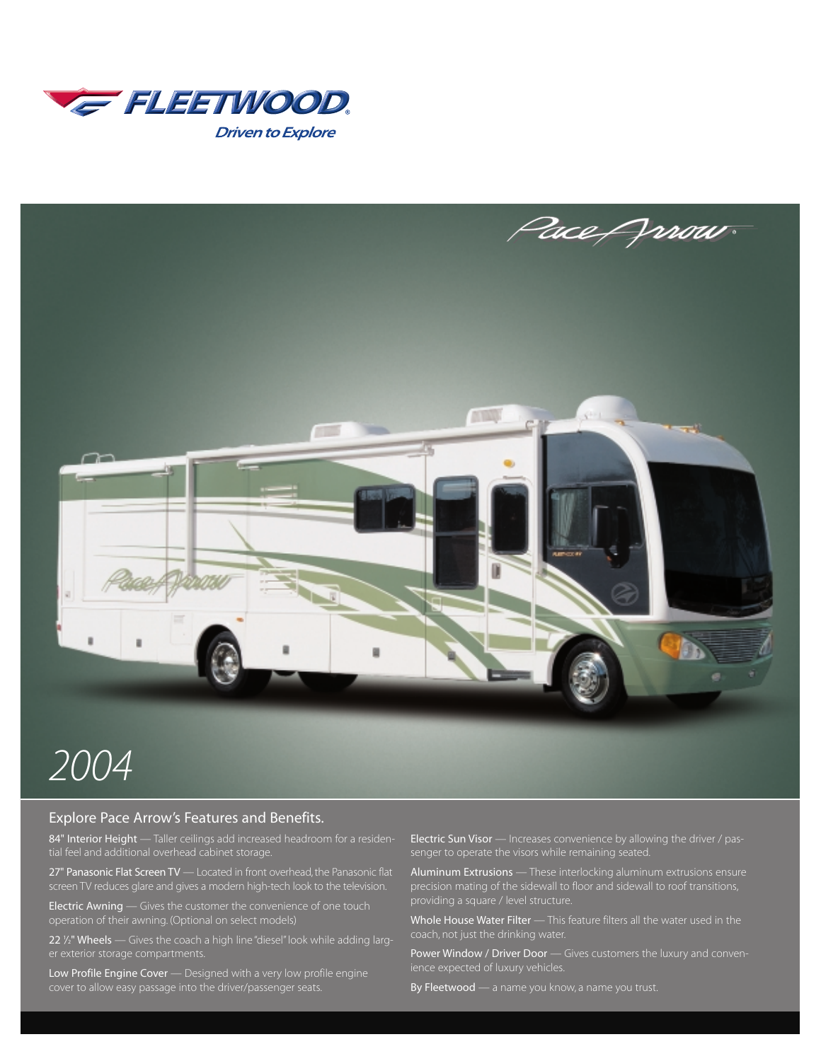FLEETWOOD

*Driven to Explore*

Pace Arrow

# 2004

## Explore Pace Arrow's Features and Benefits.

**84" Interior Height** — Taller ceilings add increased headroom for a residential feel and additional overhead cabinet storage.

**27" Panasonic Flat Screen TV** — Located in front overhead, the Panasonic flat screen TV reduces glare and gives a modern high-tech look to the television.

**Electric Awning** — Gives the customer the convenience of one touch operation of their awning. (Optional on select models)

**22 ½" Wheels** — Gives the coach a high line "diesel" look while adding larger exterior storage compartments.

**Low Profile Engine Cover** — Designed with a very low profile engine cover to allow easy passage into the driver/passenger seats.

**Electric Sun Visor** — Increases convenience by allowing the driver / passenger to operate the visors while remaining seated.

**Aluminum Extrusions** — These interlocking aluminum extrusions ensure precision mating of the sidewall to floor and sidewall to roof transitions, providing a square / level structure.

**Whole House Water Filter** — This feature filters all the water used in the coach, not just the drinking water.

**Power Window / Driver Door** — Gives customers the luxury and convenience expected of luxury vehicles.

**By Fleetwood** — a name you know, a name you trust.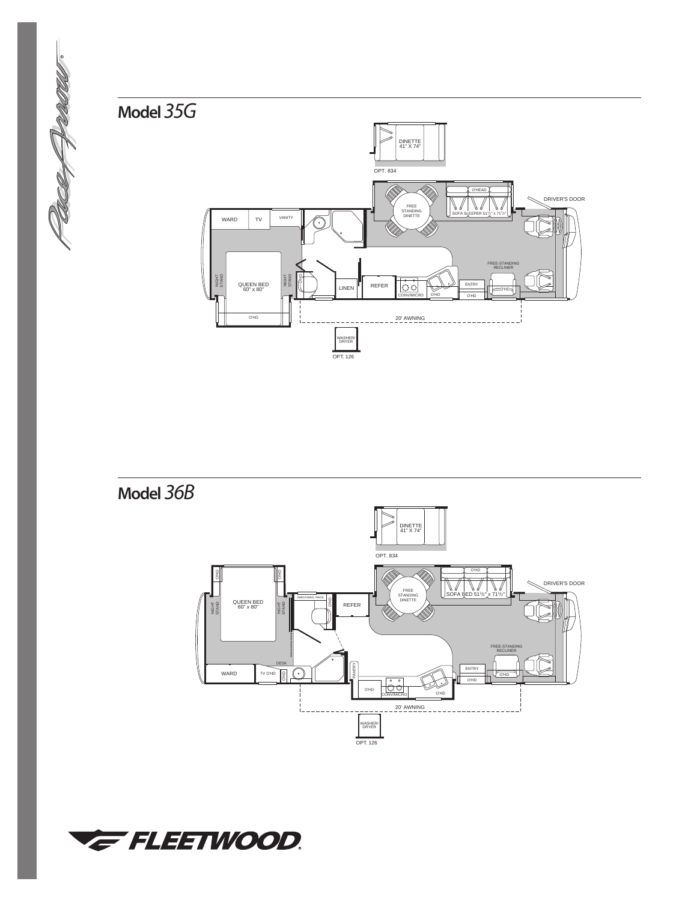## Model *35G*

DINETTE
41" X 74"

OPT. 834

O'HEAD

FREE STANDING DINETTE

SOFA SLEEPER 51½" x 71½"

DRIVER'S DOOR

WARD

TV

VANITY

FREE-STANDING RECLINER

NIGHT STAND

QUEEN BED
60" x 80"

NIGHT STAND

O'HD

LINEN

REFER

CONV/MICRO

O'HD

ENTRY

O'HD

O'HD

O'HD

20' AWNING

WASHER/ DRYER

OPT. 126

## Model *36B*

DINETTE
41" X 74"

OPT. 834

O'HD

O'HD

O'HD

FREE STANDING DINETTE

SOFA BED 51½" x 71½"

DRIVER'S DOOR

NIGHT STAND

QUEEN BED
60" x 80"

NIGHT STAND

SHELF/MAG. RACK

O'HD

REFER

FREE-STANDING RECLINER

DESK

PANTRY

ENTRY

WARD

TV O'HD

O'HD

O'HD

O'HD

O'HD

CONV/MICRO

O'HD

20' AWNING

WASHER/ DRYER

OPT. 126

FLEETWOOD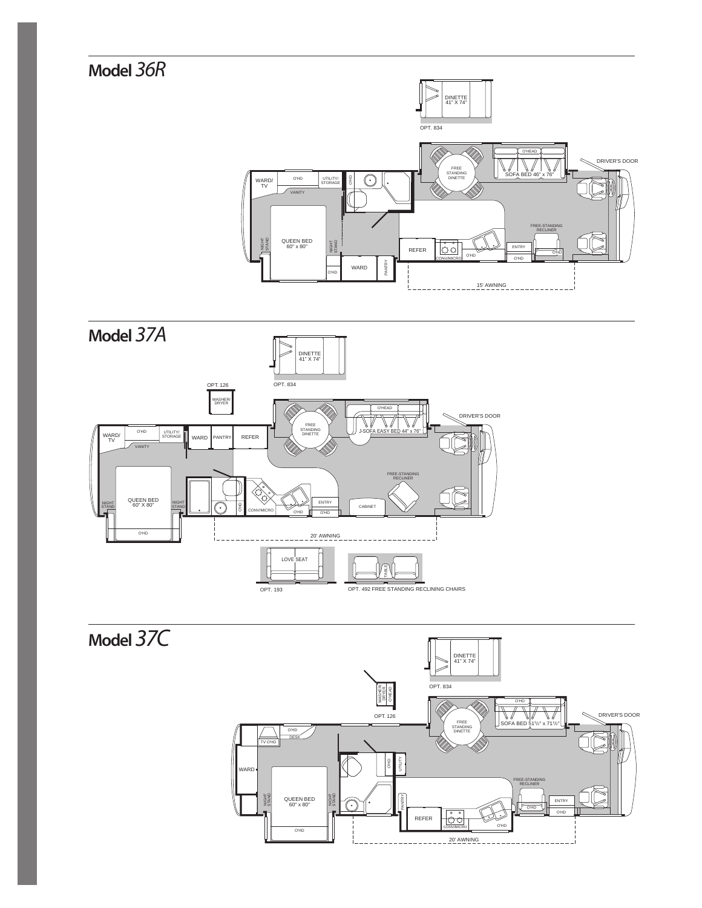## Model *36R*

DINETTE
41" X 74"

OPT. 834

DRIVER'S DOOR

O'HEAD

FREE STANDING DINETTE

SOFA BED 46" x 76"

WARD/ TV

O'HD

UTILITY/ STORAGE

O'HD

VANITY

QUEEN BED
60" x 80"

NIGHT STAND

NIGHT STAND

FREE-STANDING RECLINER

REFER

ENTRY

O'HD

CONV/MICRO

O'HD

O'HD

O'HD

WARD

PANTRY

15' AWNING

## Model *37A*

DINETTE
41" X 74"

OPT. 126

OPT. 834

WASHER/ DRYER

O'HEAD

DRIVER'S DOOR

FREE STANDING DINETTE

J-SOFA EASY BED 44" x 76"

WARD/ TV

O'HD

UTILITY/ STORAGE

WARD

PANTRY

REFER

VANITY

FREE-STANDING RECLINER

NIGHT STAND

QUEEN BED
60" X 80"

NIGHT STAND

O'HD

ENTRY

CABINET

CONV/MICRO

O'HD

O'HD

O'HD

20' AWNING

LOVE SEAT

TABLE

OPT. 193

OPT. 492 FREE STANDING RECLINING CHAIRS

## Model *37C*

DINETTE
41" X 74"

WASHER/ DRYER O'HEAD

OPT. 834

O'HD

OPT. 126

FREE STANDING DINETTE

SOFA BED 51½" x 71½"

DRIVER'S DOOR

O'HD

DESK

TV O'HD

O'HD

UTILITY

WARD

FREE-STANDING RECLINER

NIGHT STAND

QUEEN BED
60" x 80"

NIGHT STAND

PANTRY

O'HD

ENTRY

REFER

O'HD

CONV/MICRO

O'HD

O'HD

20' AWNING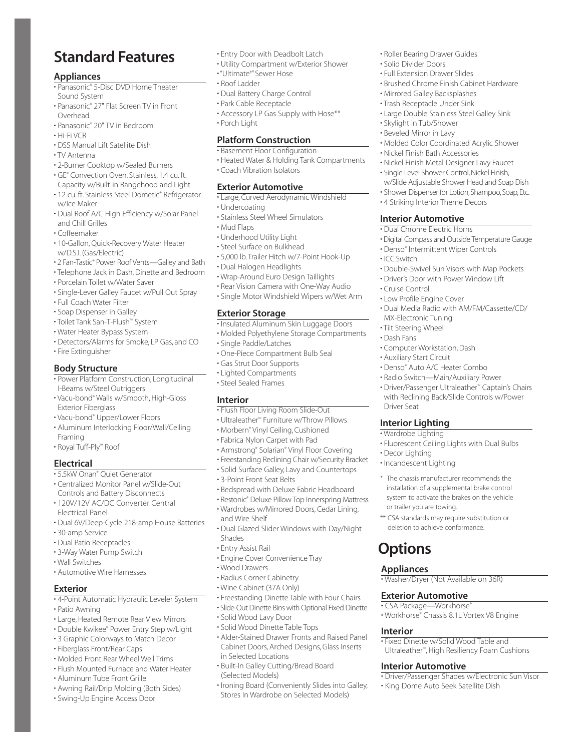# Standard Features

## Appliances

- Panasonic® 5-Disc DVD Home Theater Sound System
- Panasonic® 27" Flat Screen TV in Front Overhead
- Panasonic® 20" TV in Bedroom
- Hi-Fi VCR
- DSS Manual Lift Satellite Dish
- TV Antenna
- 2-Burner Cooktop w/Sealed Burners
- GE® Convection Oven, Stainless, 1.4 cu. ft. Capacity w/Built-in Rangehood and Light
- 12 cu. ft. Stainless Steel Dometic® Refrigerator w/Ice Maker
- Dual Roof A/C High Efficiency w/Solar Panel and Chill Grilles
- Coffeemaker
- 10-Gallon, Quick-Recovery Water Heater w/D.S.I. (Gas/Electric)
- 2 Fan-Tastic® Power Roof Vents—Galley and Bath
- Telephone Jack in Dash, Dinette and Bedroom
- Porcelain Toilet w/Water Saver
- Single-Lever Galley Faucet w/Pull Out Spray
- Full Coach Water Filter
- Soap Dispenser in Galley
- Toilet Tank San-T-Flush™ System
- Water Heater Bypass System
- Detectors/Alarms for Smoke, LP Gas, and CO
- Fire Extinguisher

## Body Structure

- Power Platform Construction, Longitudinal I-Beams w/Steel Outriggers
- Vacu-bond® Walls w/Smooth, High-Gloss Exterior Fiberglass
- Vacu-bond® Upper/Lower Floors
- Aluminum Interlocking Floor/Wall/Ceiling Framing
- Royal Tuff-Ply™ Roof

## Electrical

- 5.5kW Onan® Quiet Generator
- Centralized Monitor Panel w/Slide-Out Controls and Battery Disconnects
- 120V/12V AC/DC Converter Central Electrical Panel
- Dual 6V/Deep-Cycle 218-amp House Batteries
- 30-amp Service
- Dual Patio Receptacles
- 3-Way Water Pump Switch
- Wall Switches
- Automotive Wire Harnesses

## Exterior

- 4-Point Automatic Hydraulic Leveler System
- Patio Awning
- Large, Heated Remote Rear View Mirrors
- Double Kwikee® Power Entry Step w/Light
- 3 Graphic Colorways to Match Decor
- Fiberglass Front/Rear Caps
- Molded Front Rear Wheel Well Trims
- Flush Mounted Furnace and Water Heater
- Aluminum Tube Front Grille
- Awning Rail/Drip Molding (Both Sides)
- Swing-Up Engine Access Door
- Entry Door with Deadbolt Latch
- Utility Compartment w/Exterior Shower
- "Ultimate*" Sewer Hose
- Roof Ladder
- Dual Battery Charge Control
- Park Cable Receptacle
- Accessory LP Gas Supply with Hose**
- Porch Light

## Platform Construction

- Basement Floor Configuration
- Heated Water & Holding Tank Compartments
- Coach Vibration Isolators

## Exterior Automotive

- Large, Curved Aerodynamic Windshield
- Undercoating
- Stainless Steel Wheel Simulators
- Mud Flaps
- Underhood Utility Light
- Steel Surface on Bulkhead
- 5,000 lb. Trailer Hitch w/7-Point Hook-Up
- Dual Halogen Headlights
- Wrap-Around Euro Design Taillights
- Rear Vision Camera with One-Way Audio
- Single Motor Windshield Wipers w/Wet Arm

## Exterior Storage

- Insulated Aluminum Skin Luggage Doors
- Molded Polyethylene Storage Compartments
- Single Paddle/Latches
- One-Piece Compartment Bulb Seal
- Gas Strut Door Supports
- Lighted Compartments
- Steel Sealed Frames

## Interior

- Flush Floor Living Room Slide-Out
- Ultraleather™ Furniture w/Throw Pillows
- Morbern® Vinyl Ceiling, Cushioned
- Fabrica Nylon Carpet with Pad
- Armstrong® Solarian® Vinyl Floor Covering
- Freestanding Reclining Chair w/Security Bracket
- Solid Surface Galley, Lavy and Countertops
- 3-Point Front Seat Belts
- Bedspread with Deluxe Fabric Headboard
- Restonic® Deluxe Pillow Top Innerspring Mattress
- Wardrobes w/Mirrored Doors, Cedar Lining, and Wire Shelf
- Dual Glazed Slider Windows with Day/Night Shades
- Entry Assist Rail
- Engine Cover Convenience Tray
- Wood Drawers
- Radius Corner Cabinetry
- Wine Cabinet (37A Only)
- Freestanding Dinette Table with Four Chairs
- Slide-Out Dinette Bins with Optional Fixed Dinette
- Solid Wood Lavy Door
- Solid Wood Dinette Table Tops
- Alder-Stained Drawer Fronts and Raised Panel Cabinet Doors, Arched Designs, Glass Inserts in Selected Locations
- Built-In Galley Cutting/Bread Board (Selected Models)
- Ironing Board (Conveniently Slides into Galley, Stores In Wardrobe on Selected Models)
- Roller Bearing Drawer Guides
- Solid Divider Doors
- Full Extension Drawer Slides
- Brushed Chrome Finish Cabinet Hardware
- Mirrored Galley Backsplashes
- Trash Receptacle Under Sink
- Large Double Stainless Steel Galley Sink
- Skylight in Tub/Shower
- Beveled Mirror in Lavy
- Molded Color Coordinated Acrylic Shower
- Nickel Finish Bath Accessories
- Nickel Finish Metal Designer Lavy Faucet
- Single Level Shower Control, Nickel Finish, w/Slide Adjustable Shower Head and Soap Dish
- Shower Dispenser for Lotion, Shampoo, Soap, Etc.
- 4 Striking Interior Theme Decors

## Interior Automotive

- Dual Chrome Electric Horns
- Digital Compass and Outside Temperature Gauge
- Denso® Intermittent Wiper Controls
- ICC Switch
- Double-Swivel Sun Visors with Map Pockets
- Driver's Door with Power Window Lift
- Cruise Control
- Low Profile Engine Cover
- Dual Media Radio with AM/FM/Cassette/CD/ MX-Electronic Tuning
- Tilt Steering Wheel
- Dash Fans
- Computer Workstation, Dash
- Auxiliary Start Circuit
- Denso® Auto A/C Heater Combo
- Radio Switch—Main/Auxiliary Power
- Driver/Passenger Ultraleather™ Captain's Chairs with Reclining Back/Slide Controls w/Power Driver Seat

## Interior Lighting

- Wardrobe Lighting
- Fluorescent Ceiling Lights with Dual Bulbs
- Decor Lighting
- Incandescent Lighting

\* The chassis manufacturer recommends the installation of a supplemental brake control system to activate the brakes on the vehicle or trailer you are towing.

** CSA standards may require substitution or deletion to achieve conformance.

# Options

## Appliances

- Washer/Dryer (Not Available on 36R)

## Exterior Automotive

- CSA Package—Workhorse®
- Workhorse® Chassis 8.1L Vortex V8 Engine

## Interior

- Fixed Dinette w/Solid Wood Table and Ultraleather™, High Resiliency Foam Cushions

## Interior Automotive

- Driver/Passenger Shades w/Electronic Sun Visor
- King Dome Auto Seek Satellite Dish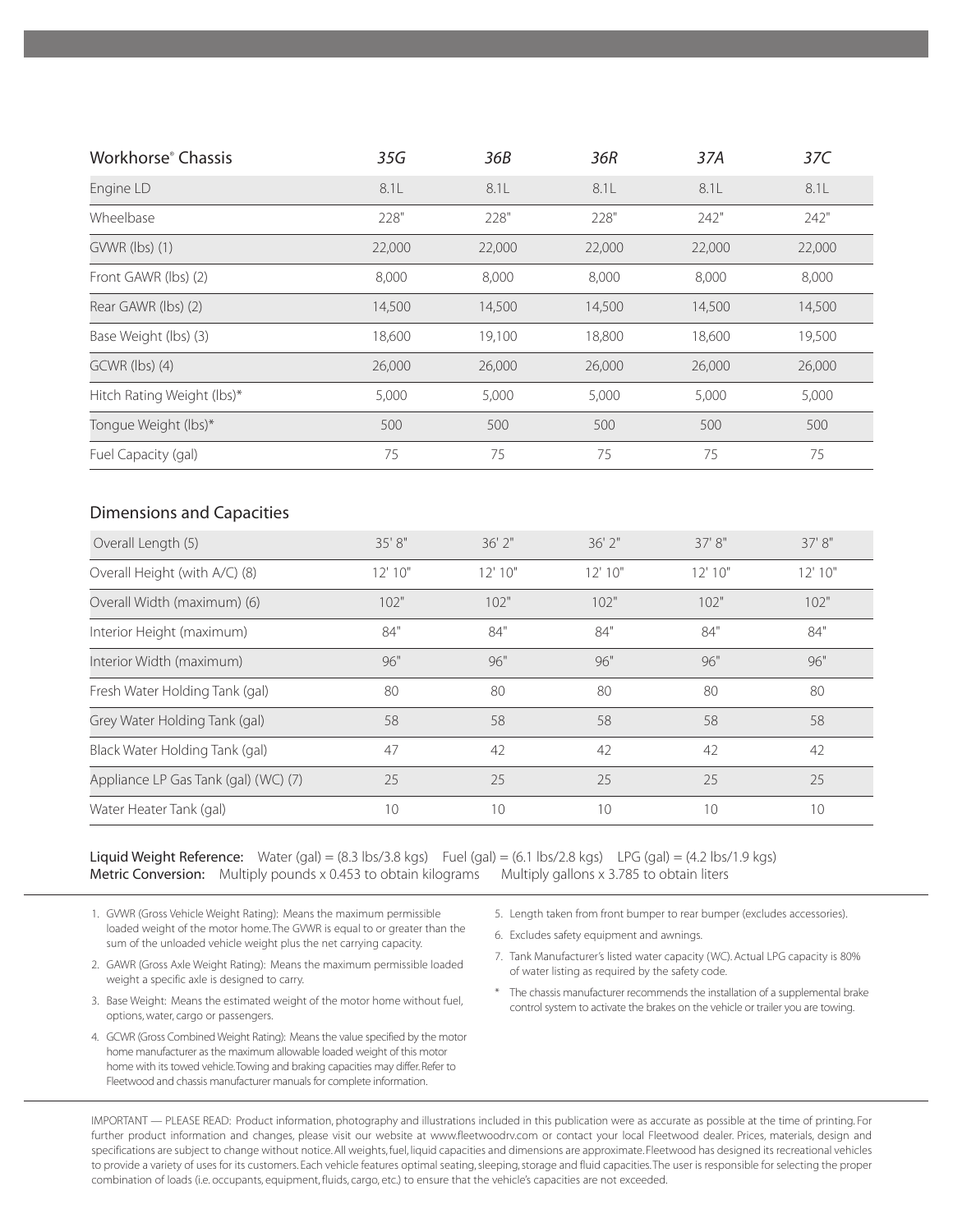| Workhorse® Chassis | 35G | 36B | 36R | 37A | 37C |
|---|---|---|---|---|---|
| Engine LD | 8.1L | 8.1L | 8.1L | 8.1L | 8.1L |
| Wheelbase | 228" | 228" | 228" | 242" | 242" |
| GVWR (lbs) (1) | 22,000 | 22,000 | 22,000 | 22,000 | 22,000 |
| Front GAWR (lbs) (2) | 8,000 | 8,000 | 8,000 | 8,000 | 8,000 |
| Rear GAWR (lbs) (2) | 14,500 | 14,500 | 14,500 | 14,500 | 14,500 |
| Base Weight (lbs) (3) | 18,600 | 19,100 | 18,800 | 18,600 | 19,500 |
| GCWR (lbs) (4) | 26,000 | 26,000 | 26,000 | 26,000 | 26,000 |
| Hitch Rating Weight (lbs)* | 5,000 | 5,000 | 5,000 | 5,000 | 5,000 |
| Tongue Weight (lbs)* | 500 | 500 | 500 | 500 | 500 |
| Fuel Capacity (gal) | 75 | 75 | 75 | 75 | 75 |

## Dimensions and Capacities

| | 35G | 36B | 36R | 37A | 37C |
|---|---|---|---|---|---|
| Overall Length (5) | 35' 8" | 36' 2" | 36' 2" | 37' 8" | 37' 8" |
| Overall Height (with A/C) (8) | 12' 10" | 12' 10" | 12' 10" | 12' 10" | 12' 10" |
| Overall Width (maximum) (6) | 102" | 102" | 102" | 102" | 102" |
| Interior Height (maximum) | 84" | 84" | 84" | 84" | 84" |
| Interior Width (maximum) | 96" | 96" | 96" | 96" | 96" |
| Fresh Water Holding Tank (gal) | 80 | 80 | 80 | 80 | 80 |
| Grey Water Holding Tank (gal) | 58 | 58 | 58 | 58 | 58 |
| Black Water Holding Tank (gal) | 47 | 42 | 42 | 42 | 42 |
| Appliance LP Gas Tank (gal) (WC) (7) | 25 | 25 | 25 | 25 | 25 |
| Water Heater Tank (gal) | 10 | 10 | 10 | 10 | 10 |

**Liquid Weight Reference:** Water (gal) = (8.3 lbs/3.8 kgs) Fuel (gal) = (6.1 lbs/2.8 kgs) LPG (gal) = (4.2 lbs/1.9 kgs)
**Metric Conversion:** Multiply pounds x 0.453 to obtain kilograms Multiply gallons x 3.785 to obtain liters

1. GVWR (Gross Vehicle Weight Rating): Means the maximum permissible loaded weight of the motor home. The GVWR is equal to or greater than the sum of the unloaded vehicle weight plus the net carrying capacity.
2. GAWR (Gross Axle Weight Rating): Means the maximum permissible loaded weight a specific axle is designed to carry.
3. Base Weight: Means the estimated weight of the motor home without fuel, options, water, cargo or passengers.
4. GCWR (Gross Combined Weight Rating): Means the value specified by the motor home manufacturer as the maximum allowable loaded weight of this motor home with its towed vehicle. Towing and braking capacities may differ. Refer to Fleetwood and chassis manufacturer manuals for complete information.
5. Length taken from front bumper to rear bumper (excludes accessories).
6. Excludes safety equipment and awnings.
7. Tank Manufacturer's listed water capacity (WC). Actual LPG capacity is 80% of water listing as required by the safety code.

\* The chassis manufacturer recommends the installation of a supplemental brake control system to activate the brakes on the vehicle or trailer you are towing.

IMPORTANT — PLEASE READ: Product information, photography and illustrations included in this publication were as accurate as possible at the time of printing. For further product information and changes, please visit our website at www.fleetwoodrv.com or contact your local Fleetwood dealer. Prices, materials, design and specifications are subject to change without notice. All weights, fuel, liquid capacities and dimensions are approximate. Fleetwood has designed its recreational vehicles to provide a variety of uses for its customers. Each vehicle features optimal seating, sleeping, storage and fluid capacities. The user is responsible for selecting the proper combination of loads (i.e. occupants, equipment, fluids, cargo, etc.) to ensure that the vehicle's capacities are not exceeded.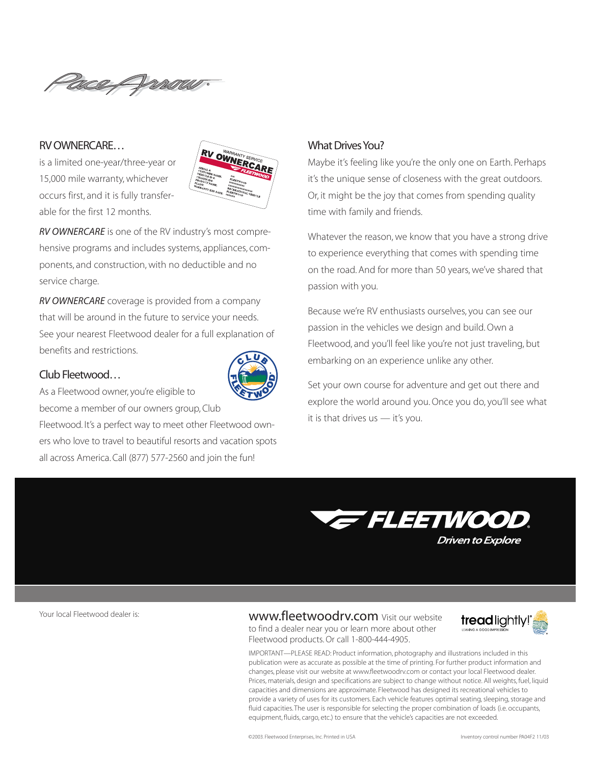Pace Arrow®

## RV OWNERCARE…

is a limited one-year/three-year or 15,000 mile warranty, whichever occurs first, and it is fully transferable for the first 12 months.

*RV OWNERCARE* is one of the RV industry's most comprehensive programs and includes systems, appliances, components, and construction, with no deductible and no service charge.

*RV OWNERCARE* coverage is provided from a company that will be around in the future to service your needs. See your nearest Fleetwood dealer for a full explanation of benefits and restrictions.

## Club Fleetwood…

As a Fleetwood owner, you're eligible to become a member of our owners group, Club Fleetwood. It's a perfect way to meet other Fleetwood owners who love to travel to beautiful resorts and vacation spots all across America. Call (877) 577-2560 and join the fun!

## What Drives You?

Maybe it's feeling like you're the only one on Earth. Perhaps it's the unique sense of closeness with the great outdoors. Or, it might be the joy that comes from spending quality time with family and friends.

Whatever the reason, we know that you have a strong drive to experience everything that comes with spending time on the road. And for more than 50 years, we've shared that passion with you.

Because we're RV enthusiasts ourselves, you can see our passion in the vehicles we design and build. Own a Fleetwood, and you'll feel like you're not just traveling, but embarking on an experience unlike any other.

Set your own course for adventure and get out there and explore the world around you. Once you do, you'll see what it is that drives us — it's you.

FLEETWOOD®

*Driven to Explore*

Your local Fleetwood dealer is:

www.fleetwoodrv.com Visit our website to find a dealer near you or learn more about other Fleetwood products. Or call 1-800-444-4905.

tread lightly!® LEAVING A GOOD IMPRESSION

IMPORTANT—PLEASE READ: Product information, photography and illustrations included in this publication were as accurate as possible at the time of printing. For further product information and changes, please visit our website at www.fleetwoodrv.com or contact your local Fleetwood dealer. Prices, materials, design and specifications are subject to change without notice. All weights, fuel, liquid capacities and dimensions are approximate. Fleetwood has designed its recreational vehicles to provide a variety of uses for its customers. Each vehicle features optimal seating, sleeping, storage and fluid capacities. The user is responsible for selecting the proper combination of loads (i.e. occupants, equipment, fluids, cargo, etc.) to ensure that the vehicle's capacities are not exceeded.

©2003. Fleetwood Enterprises, Inc. Printed in USA

Inventory control number PA04F2 11/03